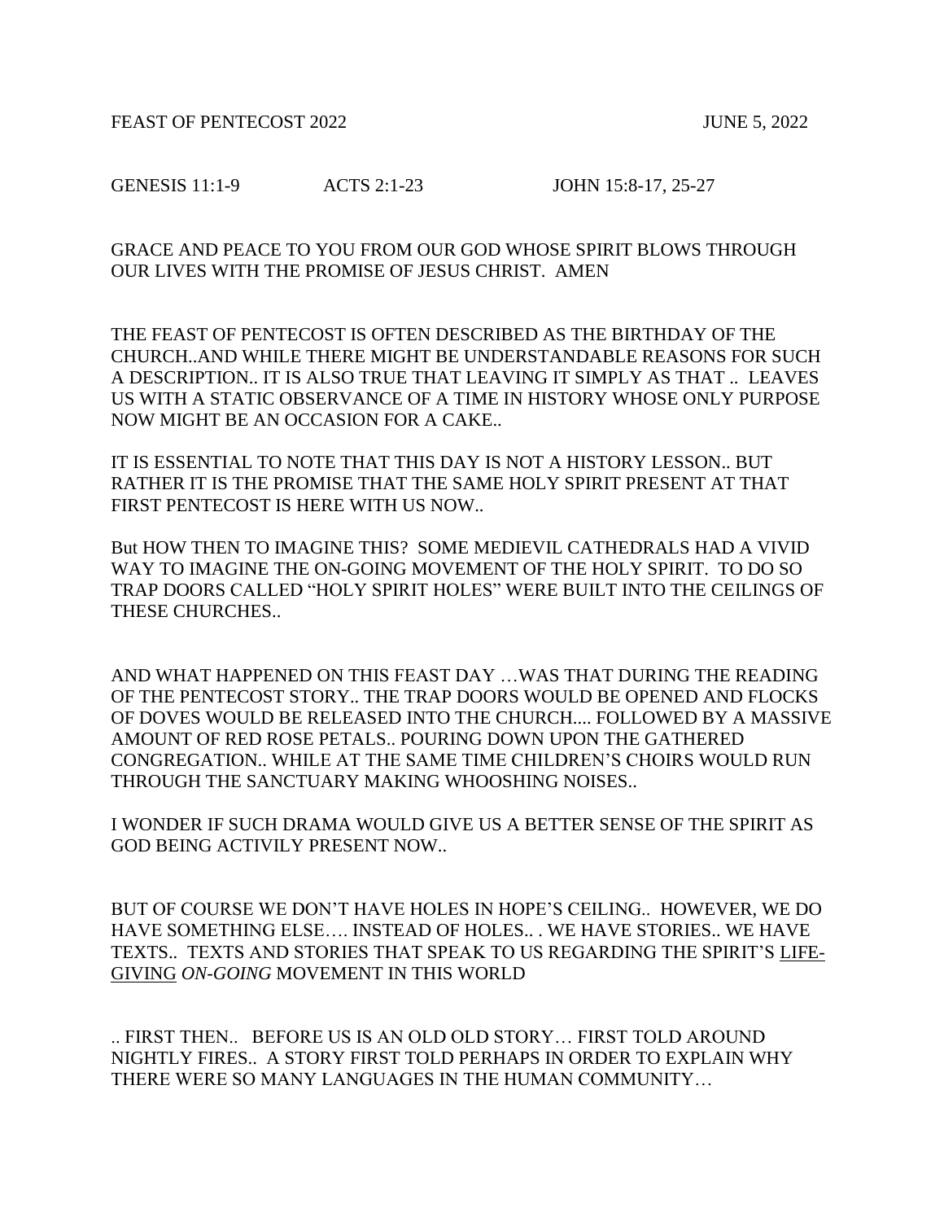FEAST OF PENTECOST 2022 JUNE 5, 2022

GENESIS 11:1-9 ACTS 2:1-23 JOHN 15:8-17, 25-27

GRACE AND PEACE TO YOU FROM OUR GOD WHOSE SPIRIT BLOWS THROUGH OUR LIVES WITH THE PROMISE OF JESUS CHRIST. AMEN

THE FEAST OF PENTECOST IS OFTEN DESCRIBED AS THE BIRTHDAY OF THE CHURCH..AND WHILE THERE MIGHT BE UNDERSTANDABLE REASONS FOR SUCH A DESCRIPTION.. IT IS ALSO TRUE THAT LEAVING IT SIMPLY AS THAT .. LEAVES US WITH A STATIC OBSERVANCE OF A TIME IN HISTORY WHOSE ONLY PURPOSE NOW MIGHT BE AN OCCASION FOR A CAKE..

IT IS ESSENTIAL TO NOTE THAT THIS DAY IS NOT A HISTORY LESSON.. BUT RATHER IT IS THE PROMISE THAT THE SAME HOLY SPIRIT PRESENT AT THAT FIRST PENTECOST IS HERE WITH US NOW..

But HOW THEN TO IMAGINE THIS? SOME MEDIEVIL CATHEDRALS HAD A VIVID WAY TO IMAGINE THE ON-GOING MOVEMENT OF THE HOLY SPIRIT. TO DO SO TRAP DOORS CALLED "HOLY SPIRIT HOLES" WERE BUILT INTO THE CEILINGS OF THESE CHURCHES..

AND WHAT HAPPENED ON THIS FEAST DAY …WAS THAT DURING THE READING OF THE PENTECOST STORY.. THE TRAP DOORS WOULD BE OPENED AND FLOCKS OF DOVES WOULD BE RELEASED INTO THE CHURCH.... FOLLOWED BY A MASSIVE AMOUNT OF RED ROSE PETALS.. POURING DOWN UPON THE GATHERED CONGREGATION.. WHILE AT THE SAME TIME CHILDREN'S CHOIRS WOULD RUN THROUGH THE SANCTUARY MAKING WHOOSHING NOISES..

I WONDER IF SUCH DRAMA WOULD GIVE US A BETTER SENSE OF THE SPIRIT AS GOD BEING ACTIVILY PRESENT NOW..

BUT OF COURSE WE DON'T HAVE HOLES IN HOPE'S CEILING.. HOWEVER, WE DO HAVE SOMETHING ELSE…. INSTEAD OF HOLES.. . WE HAVE STORIES.. WE HAVE TEXTS.. TEXTS AND STORIES THAT SPEAK TO US REGARDING THE SPIRIT'S <u>LIFE-GIVING</u> *ON-GOING* MOVEMENT IN THIS WORLD

.. FIRST THEN.. BEFORE US IS AN OLD OLD STORY… FIRST TOLD AROUND NIGHTLY FIRES.. A STORY FIRST TOLD PERHAPS IN ORDER TO EXPLAIN WHY THERE WERE SO MANY LANGUAGES IN THE HUMAN COMMUNITY…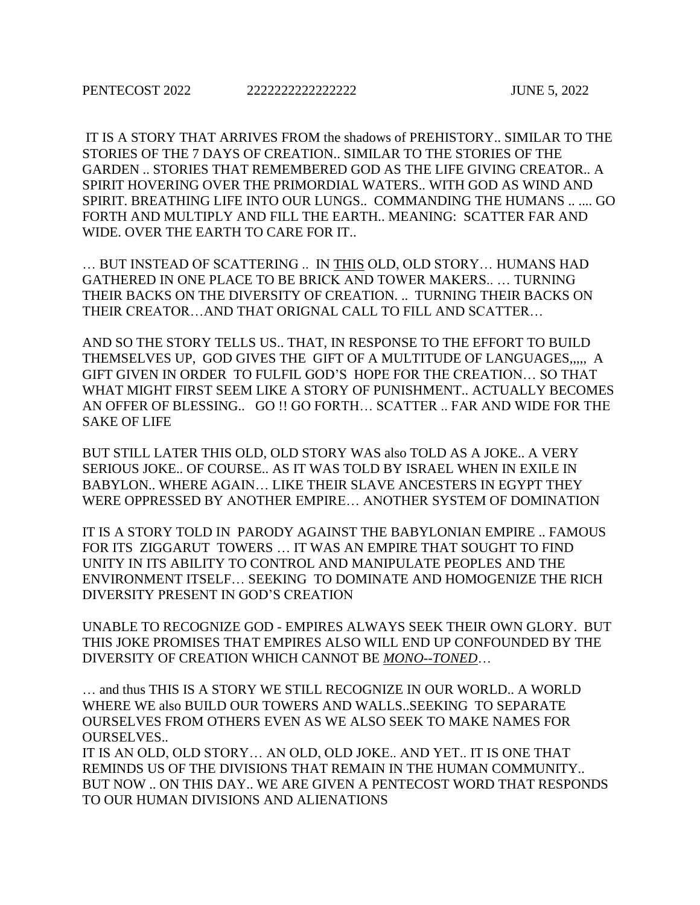PENTECOST 2022 2222222222222222 JUNE 5, 2022

IT IS A STORY THAT ARRIVES FROM the shadows of PREHISTORY.. SIMILAR TO THE STORIES OF THE 7 DAYS OF CREATION.. SIMILAR TO THE STORIES OF THE GARDEN .. STORIES THAT REMEMBERED GOD AS THE LIFE GIVING CREATOR.. A SPIRIT HOVERING OVER THE PRIMORDIAL WATERS.. WITH GOD AS WIND AND SPIRIT. BREATHING LIFE INTO OUR LUNGS.. COMMANDING THE HUMANS .. .... GO FORTH AND MULTIPLY AND FILL THE EARTH.. MEANING: SCATTER FAR AND WIDE. OVER THE EARTH TO CARE FOR IT..

… BUT INSTEAD OF SCATTERING .. IN <u>THIS</u> OLD, OLD STORY… HUMANS HAD GATHERED IN ONE PLACE TO BE BRICK AND TOWER MAKERS.. … TURNING THEIR BACKS ON THE DIVERSITY OF CREATION. .. TURNING THEIR BACKS ON THEIR CREATOR…AND THAT ORIGNAL CALL TO FILL AND SCATTER…

AND SO THE STORY TELLS US.. THAT, IN RESPONSE TO THE EFFORT TO BUILD THEMSELVES UP, GOD GIVES THE GIFT OF A MULTITUDE OF LANGUAGES,,,,, A GIFT GIVEN IN ORDER TO FULFIL GOD'S HOPE FOR THE CREATION… SO THAT WHAT MIGHT FIRST SEEM LIKE A STORY OF PUNISHMENT.. ACTUALLY BECOMES AN OFFER OF BLESSING.. GO !! GO FORTH… SCATTER .. FAR AND WIDE FOR THE SAKE OF LIFE

BUT STILL LATER THIS OLD, OLD STORY WAS also TOLD AS A JOKE.. A VERY SERIOUS JOKE.. OF COURSE.. AS IT WAS TOLD BY ISRAEL WHEN IN EXILE IN BABYLON.. WHERE AGAIN… LIKE THEIR SLAVE ANCESTERS IN EGYPT THEY WERE OPPRESSED BY ANOTHER EMPIRE… ANOTHER SYSTEM OF DOMINATION

IT IS A STORY TOLD IN PARODY AGAINST THE BABYLONIAN EMPIRE .. FAMOUS FOR ITS ZIGGARUT TOWERS … IT WAS AN EMPIRE THAT SOUGHT TO FIND UNITY IN ITS ABILITY TO CONTROL AND MANIPULATE PEOPLES AND THE ENVIRONMENT ITSELF… SEEKING TO DOMINATE AND HOMOGENIZE THE RICH DIVERSITY PRESENT IN GOD'S CREATION

UNABLE TO RECOGNIZE GOD - EMPIRES ALWAYS SEEK THEIR OWN GLORY. BUT THIS JOKE PROMISES THAT EMPIRES ALSO WILL END UP CONFOUNDED BY THE DIVERSITY OF CREATION WHICH CANNOT BE <u>*MONO--TONED*</u>…

… and thus THIS IS A STORY WE STILL RECOGNIZE IN OUR WORLD.. A WORLD WHERE WE also BUILD OUR TOWERS AND WALLS..SEEKING TO SEPARATE OURSELVES FROM OTHERS EVEN AS WE ALSO SEEK TO MAKE NAMES FOR OURSELVES..

IT IS AN OLD, OLD STORY… AN OLD, OLD JOKE.. AND YET.. IT IS ONE THAT REMINDS US OF THE DIVISIONS THAT REMAIN IN THE HUMAN COMMUNITY.. BUT NOW .. ON THIS DAY.. WE ARE GIVEN A PENTECOST WORD THAT RESPONDS TO OUR HUMAN DIVISIONS AND ALIENATIONS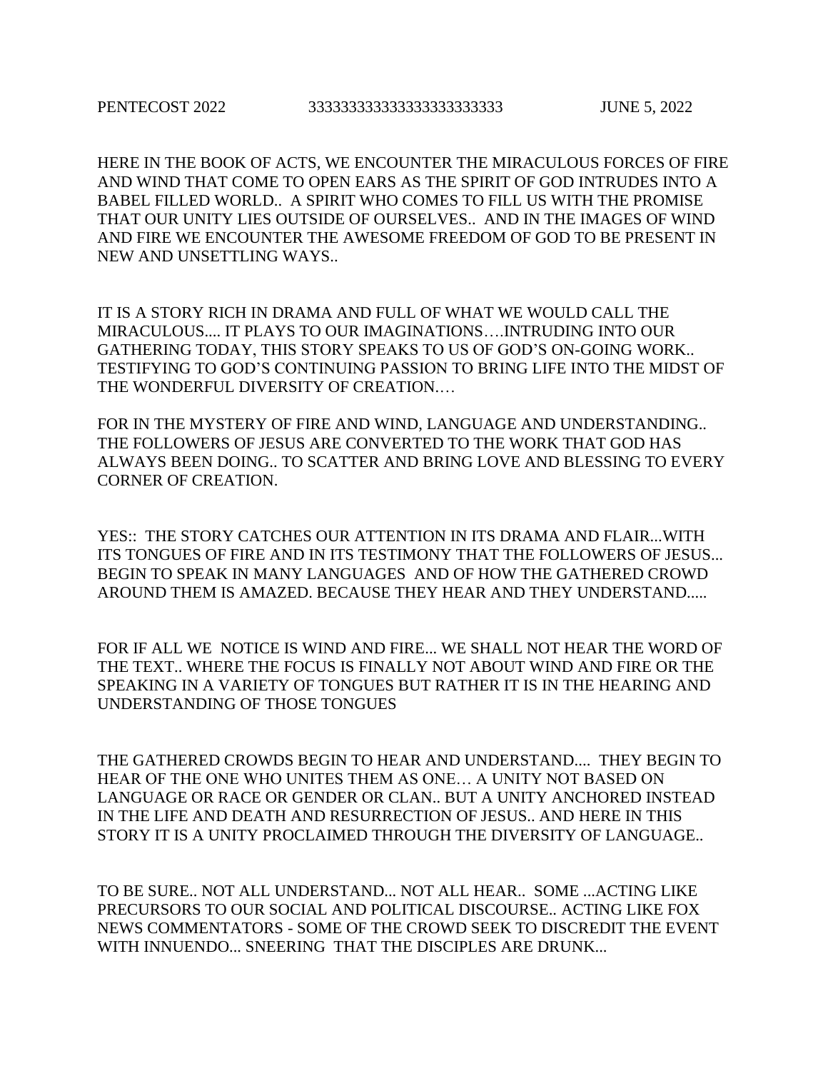PENTECOST 2022 3333333333333333333333333 JUNE 5, 2022

HERE IN THE BOOK OF ACTS, WE ENCOUNTER THE MIRACULOUS FORCES OF FIRE AND WIND THAT COME TO OPEN EARS AS THE SPIRIT OF GOD INTRUDES INTO A BABEL FILLED WORLD.. A SPIRIT WHO COMES TO FILL US WITH THE PROMISE THAT OUR UNITY LIES OUTSIDE OF OURSELVES.. AND IN THE IMAGES OF WIND AND FIRE WE ENCOUNTER THE AWESOME FREEDOM OF GOD TO BE PRESENT IN NEW AND UNSETTLING WAYS..

IT IS A STORY RICH IN DRAMA AND FULL OF WHAT WE WOULD CALL THE MIRACULOUS.... IT PLAYS TO OUR IMAGINATIONS….INTRUDING INTO OUR GATHERING TODAY, THIS STORY SPEAKS TO US OF GOD'S ON-GOING WORK.. TESTIFYING TO GOD'S CONTINUING PASSION TO BRING LIFE INTO THE MIDST OF THE WONDERFUL DIVERSITY OF CREATION.…

FOR IN THE MYSTERY OF FIRE AND WIND, LANGUAGE AND UNDERSTANDING.. THE FOLLOWERS OF JESUS ARE CONVERTED TO THE WORK THAT GOD HAS ALWAYS BEEN DOING.. TO SCATTER AND BRING LOVE AND BLESSING TO EVERY CORNER OF CREATION.

YES:: THE STORY CATCHES OUR ATTENTION IN ITS DRAMA AND FLAIR...WITH ITS TONGUES OF FIRE AND IN ITS TESTIMONY THAT THE FOLLOWERS OF JESUS... BEGIN TO SPEAK IN MANY LANGUAGES AND OF HOW THE GATHERED CROWD AROUND THEM IS AMAZED. BECAUSE THEY HEAR AND THEY UNDERSTAND.....

FOR IF ALL WE NOTICE IS WIND AND FIRE... WE SHALL NOT HEAR THE WORD OF THE TEXT.. WHERE THE FOCUS IS FINALLY NOT ABOUT WIND AND FIRE OR THE SPEAKING IN A VARIETY OF TONGUES BUT RATHER IT IS IN THE HEARING AND UNDERSTANDING OF THOSE TONGUES

THE GATHERED CROWDS BEGIN TO HEAR AND UNDERSTAND.... THEY BEGIN TO HEAR OF THE ONE WHO UNITES THEM AS ONE… A UNITY NOT BASED ON LANGUAGE OR RACE OR GENDER OR CLAN.. BUT A UNITY ANCHORED INSTEAD IN THE LIFE AND DEATH AND RESURRECTION OF JESUS.. AND HERE IN THIS STORY IT IS A UNITY PROCLAIMED THROUGH THE DIVERSITY OF LANGUAGE..

TO BE SURE.. NOT ALL UNDERSTAND... NOT ALL HEAR.. SOME ...ACTING LIKE PRECURSORS TO OUR SOCIAL AND POLITICAL DISCOURSE.. ACTING LIKE FOX NEWS COMMENTATORS - SOME OF THE CROWD SEEK TO DISCREDIT THE EVENT WITH INNUENDO... SNEERING THAT THE DISCIPLES ARE DRUNK...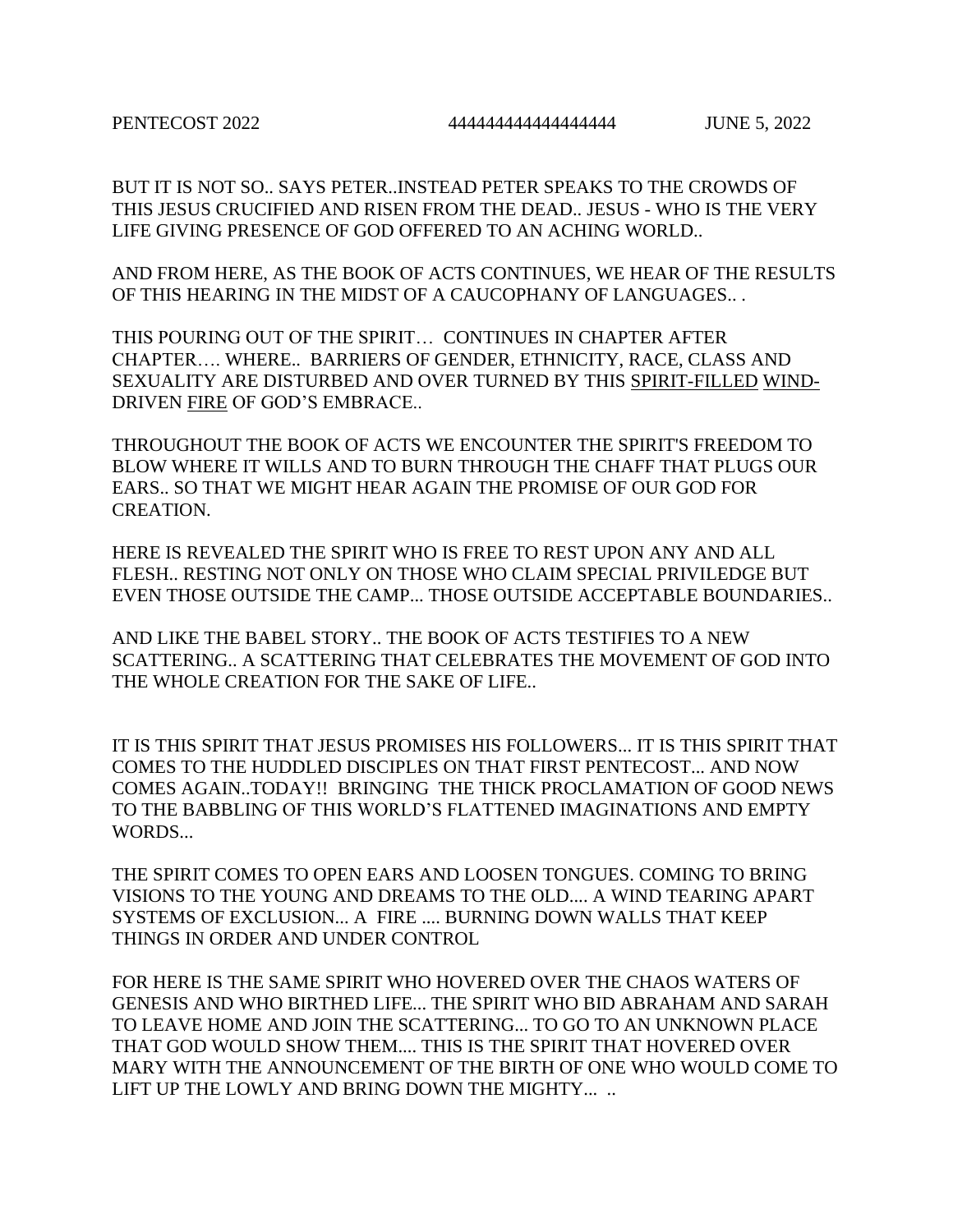BUT IT IS NOT SO.. SAYS PETER..INSTEAD PETER SPEAKS TO THE CROWDS OF THIS JESUS CRUCIFIED AND RISEN FROM THE DEAD.. JESUS - WHO IS THE VERY LIFE GIVING PRESENCE OF GOD OFFERED TO AN ACHING WORLD..

AND FROM HERE, AS THE BOOK OF ACTS CONTINUES, WE HEAR OF THE RESULTS OF THIS HEARING IN THE MIDST OF A CAUCOPHANY OF LANGUAGES.. .

THIS POURING OUT OF THE SPIRIT… CONTINUES IN CHAPTER AFTER CHAPTER…. WHERE.. BARRIERS OF GENDER, ETHNICITY, RACE, CLASS AND SEXUALITY ARE DISTURBED AND OVER TURNED BY THIS <u>SPIRIT-FILLED</u> <u>WIND-</u>DRIVEN <u>FIRE</u> OF GOD'S EMBRACE..

THROUGHOUT THE BOOK OF ACTS WE ENCOUNTER THE SPIRIT'S FREEDOM TO BLOW WHERE IT WILLS AND TO BURN THROUGH THE CHAFF THAT PLUGS OUR EARS.. SO THAT WE MIGHT HEAR AGAIN THE PROMISE OF OUR GOD FOR CREATION.

HERE IS REVEALED THE SPIRIT WHO IS FREE TO REST UPON ANY AND ALL FLESH.. RESTING NOT ONLY ON THOSE WHO CLAIM SPECIAL PRIVILEDGE BUT EVEN THOSE OUTSIDE THE CAMP... THOSE OUTSIDE ACCEPTABLE BOUNDARIES..

AND LIKE THE BABEL STORY.. THE BOOK OF ACTS TESTIFIES TO A NEW SCATTERING.. A SCATTERING THAT CELEBRATES THE MOVEMENT OF GOD INTO THE WHOLE CREATION FOR THE SAKE OF LIFE..

IT IS THIS SPIRIT THAT JESUS PROMISES HIS FOLLOWERS... IT IS THIS SPIRIT THAT COMES TO THE HUDDLED DISCIPLES ON THAT FIRST PENTECOST... AND NOW COMES AGAIN..TODAY!! BRINGING THE THICK PROCLAMATION OF GOOD NEWS TO THE BABBLING OF THIS WORLD'S FLATTENED IMAGINATIONS AND EMPTY WORDS...

THE SPIRIT COMES TO OPEN EARS AND LOOSEN TONGUES. COMING TO BRING VISIONS TO THE YOUNG AND DREAMS TO THE OLD.... A WIND TEARING APART SYSTEMS OF EXCLUSION... A FIRE .... BURNING DOWN WALLS THAT KEEP THINGS IN ORDER AND UNDER CONTROL

FOR HERE IS THE SAME SPIRIT WHO HOVERED OVER THE CHAOS WATERS OF GENESIS AND WHO BIRTHED LIFE... THE SPIRIT WHO BID ABRAHAM AND SARAH TO LEAVE HOME AND JOIN THE SCATTERING... TO GO TO AN UNKNOWN PLACE THAT GOD WOULD SHOW THEM.... THIS IS THE SPIRIT THAT HOVERED OVER MARY WITH THE ANNOUNCEMENT OF THE BIRTH OF ONE WHO WOULD COME TO LIFT UP THE LOWLY AND BRING DOWN THE MIGHTY... ..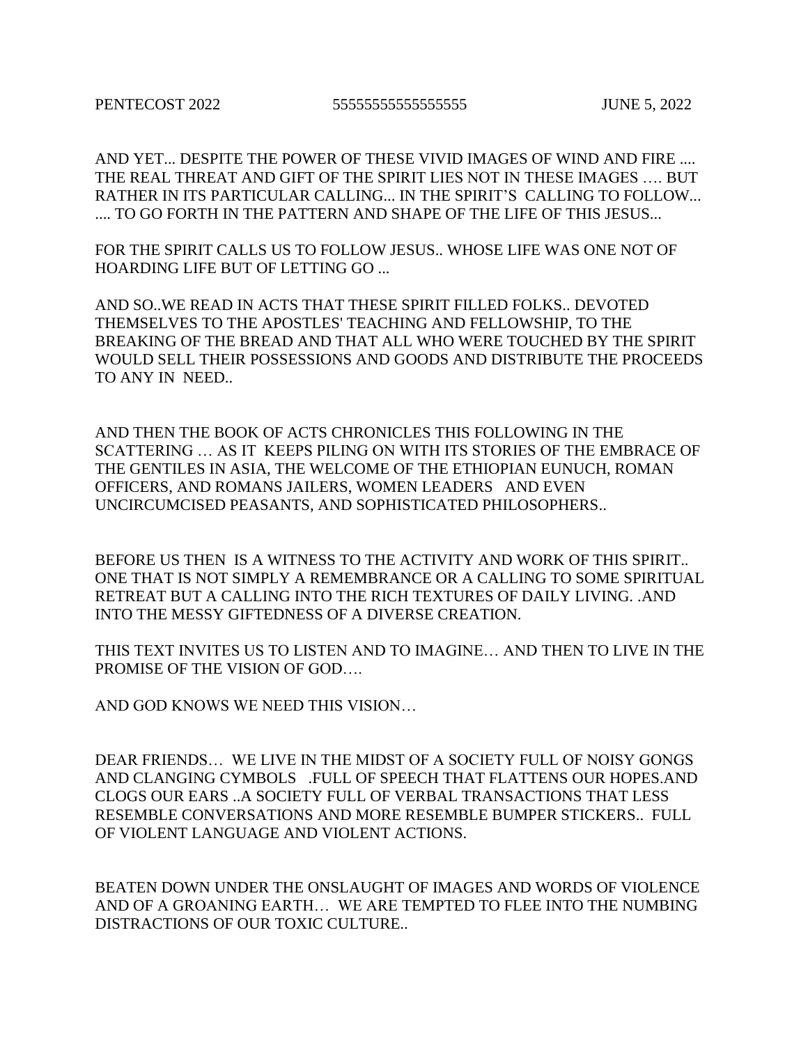AND YET... DESPITE THE POWER OF THESE VIVID IMAGES OF WIND AND FIRE .... THE REAL THREAT AND GIFT OF THE SPIRIT LIES NOT IN THESE IMAGES …. BUT RATHER IN ITS PARTICULAR CALLING... IN THE SPIRIT'S CALLING TO FOLLOW... .... TO GO FORTH IN THE PATTERN AND SHAPE OF THE LIFE OF THIS JESUS...

FOR THE SPIRIT CALLS US TO FOLLOW JESUS.. WHOSE LIFE WAS ONE NOT OF HOARDING LIFE BUT OF LETTING GO ...

AND SO..WE READ IN ACTS THAT THESE SPIRIT FILLED FOLKS.. DEVOTED THEMSELVES TO THE APOSTLES' TEACHING AND FELLOWSHIP, TO THE BREAKING OF THE BREAD AND THAT ALL WHO WERE TOUCHED BY THE SPIRIT WOULD SELL THEIR POSSESSIONS AND GOODS AND DISTRIBUTE THE PROCEEDS TO ANY IN NEED..

AND THEN THE BOOK OF ACTS CHRONICLES THIS FOLLOWING IN THE SCATTERING … AS IT KEEPS PILING ON WITH ITS STORIES OF THE EMBRACE OF THE GENTILES IN ASIA, THE WELCOME OF THE ETHIOPIAN EUNUCH, ROMAN OFFICERS, AND ROMANS JAILERS, WOMEN LEADERS AND EVEN UNCIRCUMCISED PEASANTS, AND SOPHISTICATED PHILOSOPHERS..

BEFORE US THEN IS A WITNESS TO THE ACTIVITY AND WORK OF THIS SPIRIT.. ONE THAT IS NOT SIMPLY A REMEMBRANCE OR A CALLING TO SOME SPIRITUAL RETREAT BUT A CALLING INTO THE RICH TEXTURES OF DAILY LIVING. .AND INTO THE MESSY GIFTEDNESS OF A DIVERSE CREATION.

THIS TEXT INVITES US TO LISTEN AND TO IMAGINE… AND THEN TO LIVE IN THE PROMISE OF THE VISION OF GOD….

AND GOD KNOWS WE NEED THIS VISION…

DEAR FRIENDS… WE LIVE IN THE MIDST OF A SOCIETY FULL OF NOISY GONGS AND CLANGING CYMBOLS .FULL OF SPEECH THAT FLATTENS OUR HOPES.AND CLOGS OUR EARS ..A SOCIETY FULL OF VERBAL TRANSACTIONS THAT LESS RESEMBLE CONVERSATIONS AND MORE RESEMBLE BUMPER STICKERS.. FULL OF VIOLENT LANGUAGE AND VIOLENT ACTIONS.

BEATEN DOWN UNDER THE ONSLAUGHT OF IMAGES AND WORDS OF VIOLENCE AND OF A GROANING EARTH… WE ARE TEMPTED TO FLEE INTO THE NUMBING DISTRACTIONS OF OUR TOXIC CULTURE..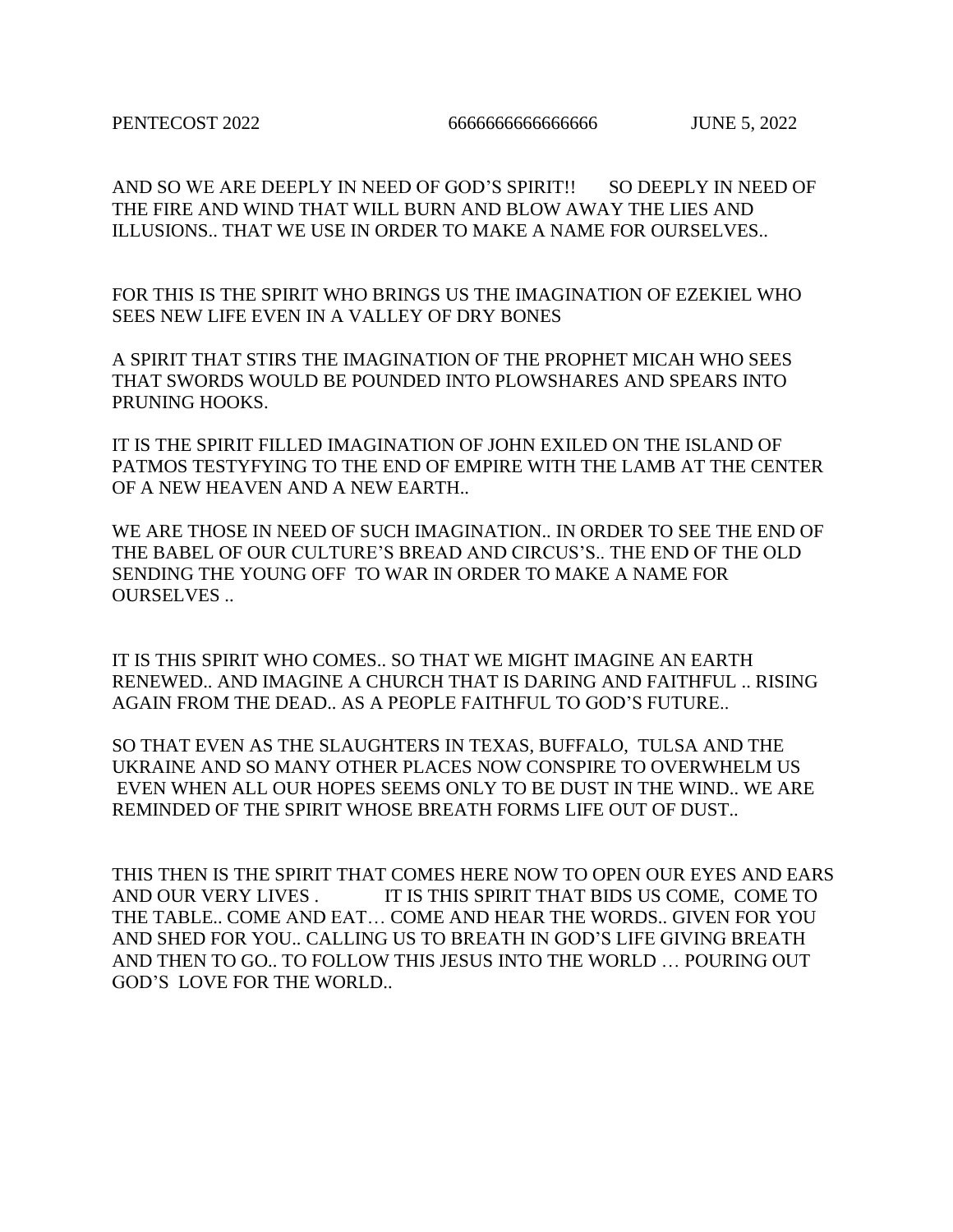PENTECOST 2022 6666666666666666 JUNE 5, 2022

AND SO WE ARE DEEPLY IN NEED OF GOD'S SPIRIT!! SO DEEPLY IN NEED OF THE FIRE AND WIND THAT WILL BURN AND BLOW AWAY THE LIES AND ILLUSIONS.. THAT WE USE IN ORDER TO MAKE A NAME FOR OURSELVES..

FOR THIS IS THE SPIRIT WHO BRINGS US THE IMAGINATION OF EZEKIEL WHO SEES NEW LIFE EVEN IN A VALLEY OF DRY BONES

A SPIRIT THAT STIRS THE IMAGINATION OF THE PROPHET MICAH WHO SEES THAT SWORDS WOULD BE POUNDED INTO PLOWSHARES AND SPEARS INTO PRUNING HOOKS.

IT IS THE SPIRIT FILLED IMAGINATION OF JOHN EXILED ON THE ISLAND OF PATMOS TESTYFYING TO THE END OF EMPIRE WITH THE LAMB AT THE CENTER OF A NEW HEAVEN AND A NEW EARTH..

WE ARE THOSE IN NEED OF SUCH IMAGINATION.. IN ORDER TO SEE THE END OF THE BABEL OF OUR CULTURE'S BREAD AND CIRCUS'S.. THE END OF THE OLD SENDING THE YOUNG OFF TO WAR IN ORDER TO MAKE A NAME FOR OURSELVES ..

IT IS THIS SPIRIT WHO COMES.. SO THAT WE MIGHT IMAGINE AN EARTH RENEWED.. AND IMAGINE A CHURCH THAT IS DARING AND FAITHFUL .. RISING AGAIN FROM THE DEAD.. AS A PEOPLE FAITHFUL TO GOD'S FUTURE..

SO THAT EVEN AS THE SLAUGHTERS IN TEXAS, BUFFALO, TULSA AND THE UKRAINE AND SO MANY OTHER PLACES NOW CONSPIRE TO OVERWHELM US EVEN WHEN ALL OUR HOPES SEEMS ONLY TO BE DUST IN THE WIND.. WE ARE REMINDED OF THE SPIRIT WHOSE BREATH FORMS LIFE OUT OF DUST..

THIS THEN IS THE SPIRIT THAT COMES HERE NOW TO OPEN OUR EYES AND EARS AND OUR VERY LIVES . IT IS THIS SPIRIT THAT BIDS US COME, COME TO THE TABLE.. COME AND EAT… COME AND HEAR THE WORDS.. GIVEN FOR YOU AND SHED FOR YOU.. CALLING US TO BREATH IN GOD'S LIFE GIVING BREATH AND THEN TO GO.. TO FOLLOW THIS JESUS INTO THE WORLD … POURING OUT GOD'S LOVE FOR THE WORLD..